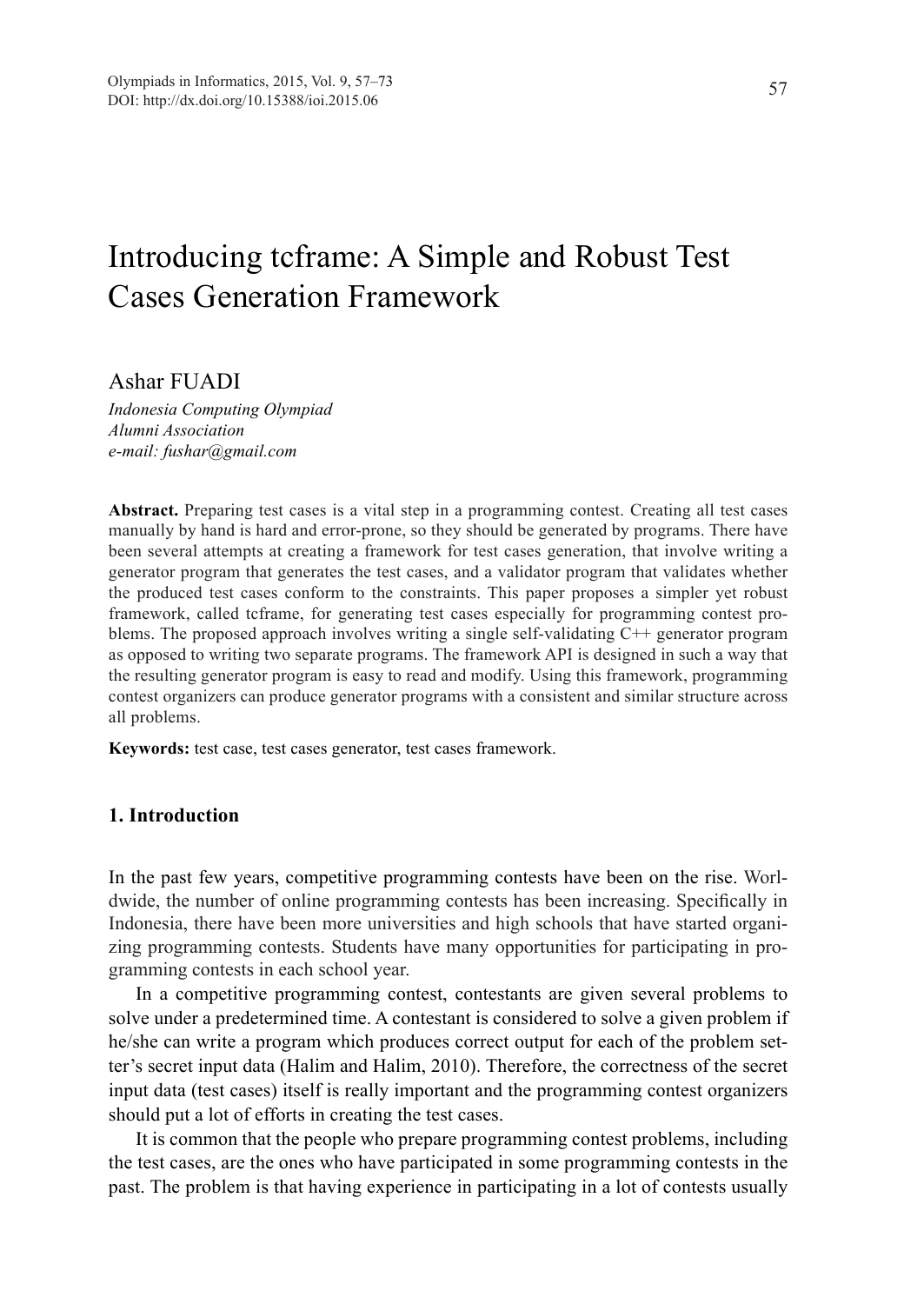# Introducing tcframe: A Simple and Robust Test Cases Generation Framework

Ashar FUADI

*Indonesia Computing Olympiad Alumni Association*
*e-mail: fushar@gmail.com*

**Abstract.** Preparing test cases is a vital step in a programming contest. Creating all test cases manually by hand is hard and error-prone, so they should be generated by programs. There have been several attempts at creating a framework for test cases generation, that involve writing a generator program that generates the test cases, and a validator program that validates whether the produced test cases conform to the constraints. This paper proposes a simpler yet robust framework, called tcframe, for generating test cases especially for programming contest problems. The proposed approach involves writing a single self-validating C++ generator program as opposed to writing two separate programs. The framework API is designed in such a way that the resulting generator program is easy to read and modify. Using this framework, programming contest organizers can produce generator programs with a consistent and similar structure across all problems.

**Keywords:** test case, test cases generator, test cases framework.

## 1. Introduction

In the past few years, competitive programming contests have been on the rise. Worldwide, the number of online programming contests has been increasing. Specifically in Indonesia, there have been more universities and high schools that have started organizing programming contests. Students have many opportunities for participating in programming contests in each school year.

In a competitive programming contest, contestants are given several problems to solve under a predetermined time. A contestant is considered to solve a given problem if he/she can write a program which produces correct output for each of the problem setter's secret input data (Halim and Halim, 2010). Therefore, the correctness of the secret input data (test cases) itself is really important and the programming contest organizers should put a lot of efforts in creating the test cases.

It is common that the people who prepare programming contest problems, including the test cases, are the ones who have participated in some programming contests in the past. The problem is that having experience in participating in a lot of contests usually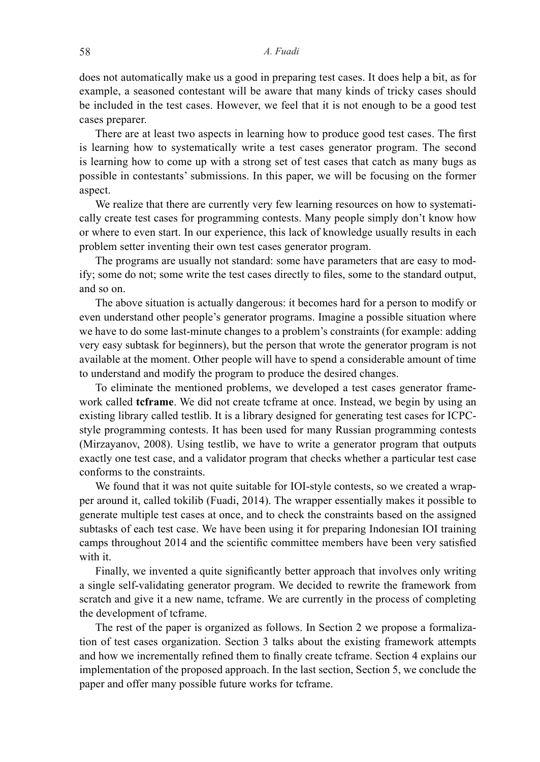does not automatically make us a good in preparing test cases. It does help a bit, as for example, a seasoned contestant will be aware that many kinds of tricky cases should be included in the test cases. However, we feel that it is not enough to be a good test cases preparer.

There are at least two aspects in learning how to produce good test cases. The first is learning how to systematically write a test cases generator program. The second is learning how to come up with a strong set of test cases that catch as many bugs as possible in contestants' submissions. In this paper, we will be focusing on the former aspect.

We realize that there are currently very few learning resources on how to systematically create test cases for programming contests. Many people simply don't know how or where to even start. In our experience, this lack of knowledge usually results in each problem setter inventing their own test cases generator program.

The programs are usually not standard: some have parameters that are easy to modify; some do not; some write the test cases directly to files, some to the standard output, and so on.

The above situation is actually dangerous: it becomes hard for a person to modify or even understand other people's generator programs. Imagine a possible situation where we have to do some last-minute changes to a problem's constraints (for example: adding very easy subtask for beginners), but the person that wrote the generator program is not available at the moment. Other people will have to spend a considerable amount of time to understand and modify the program to produce the desired changes.

To eliminate the mentioned problems, we developed a test cases generator framework called **tcframe**. We did not create tcframe at once. Instead, we begin by using an existing library called testlib. It is a library designed for generating test cases for ICPC-style programming contests. It has been used for many Russian programming contests (Mirzayanov, 2008). Using testlib, we have to write a generator program that outputs exactly one test case, and a validator program that checks whether a particular test case conforms to the constraints.

We found that it was not quite suitable for IOI-style contests, so we created a wrapper around it, called tokilib (Fuadi, 2014). The wrapper essentially makes it possible to generate multiple test cases at once, and to check the constraints based on the assigned subtasks of each test case. We have been using it for preparing Indonesian IOI training camps throughout 2014 and the scientific committee members have been very satisfied with it.

Finally, we invented a quite significantly better approach that involves only writing a single self-validating generator program. We decided to rewrite the framework from scratch and give it a new name, tcframe. We are currently in the process of completing the development of tcframe.

The rest of the paper is organized as follows. In Section 2 we propose a formalization of test cases organization. Section 3 talks about the existing framework attempts and how we incrementally refined them to finally create tcframe. Section 4 explains our implementation of the proposed approach. In the last section, Section 5, we conclude the paper and offer many possible future works for tcframe.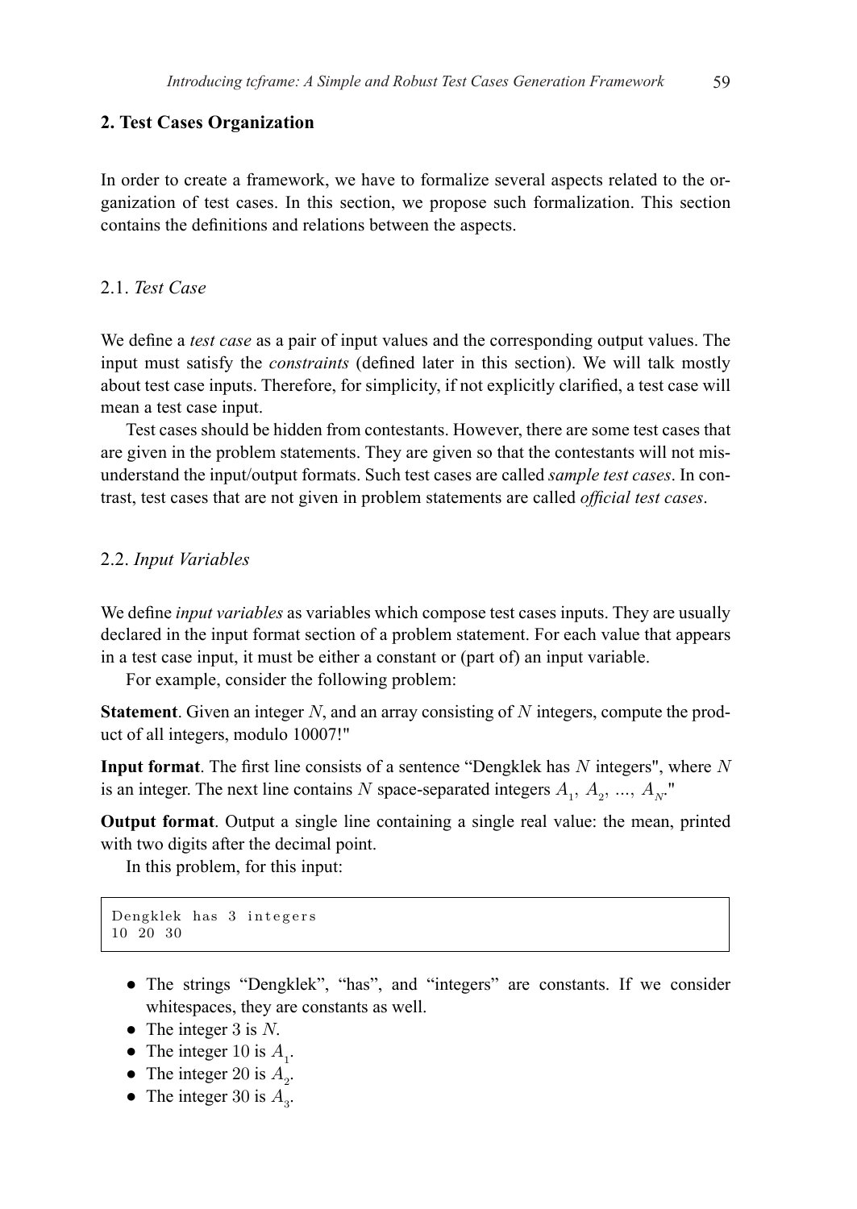## 2. Test Cases Organization

In order to create a framework, we have to formalize several aspects related to the organization of test cases. In this section, we propose such formalization. This section contains the definitions and relations between the aspects.

### 2.1. *Test Case*

We define a *test case* as a pair of input values and the corresponding output values. The input must satisfy the *constraints* (defined later in this section). We will talk mostly about test case inputs. Therefore, for simplicity, if not explicitly clarified, a test case will mean a test case input.

Test cases should be hidden from contestants. However, there are some test cases that are given in the problem statements. They are given so that the contestants will not misunderstand the input/output formats. Such test cases are called *sample test cases*. In contrast, test cases that are not given in problem statements are called *official test cases*.

### 2.2. *Input Variables*

We define *input variables* as variables which compose test cases inputs. They are usually declared in the input format section of a problem statement. For each value that appears in a test case input, it must be either a constant or (part of) an input variable.

For example, consider the following problem:

**Statement**. Given an integer $N$, and an array consisting of $N$ integers, compute the product of all integers, modulo 10007!"

**Input format**. The first line consists of a sentence "Dengklek has $N$ integers", where $N$ is an integer. The next line contains $N$ space-separated integers $A_1$, $A_2$, ..., $A_N$."

**Output format**. Output a single line containing a single real value: the mean, printed with two digits after the decimal point.

In this problem, for this input:

```
Dengklek has 3 integers
10 20 30
```

- The strings "Dengklek", "has", and "integers" are constants. If we consider whitespaces, they are constants as well.
- The integer 3 is $N$.
- The integer 10 is $A_1$.
- The integer 20 is $A_2$.
- The integer 30 is $A_3$.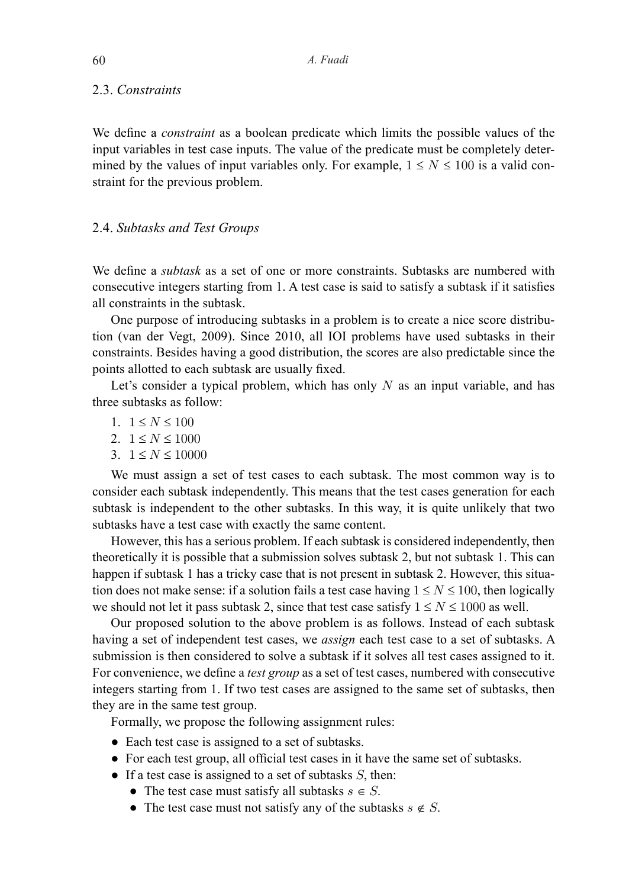### 2.3. *Constraints*

We define a *constraint* as a boolean predicate which limits the possible values of the input variables in test case inputs. The value of the predicate must be completely determined by the values of input variables only. For example, $1 \le N \le 100$ is a valid constraint for the previous problem.

### 2.4. *Subtasks and Test Groups*

We define a *subtask* as a set of one or more constraints. Subtasks are numbered with consecutive integers starting from 1. A test case is said to satisfy a subtask if it satisfies all constraints in the subtask.

One purpose of introducing subtasks in a problem is to create a nice score distribution (van der Vegt, 2009). Since 2010, all IOI problems have used subtasks in their constraints. Besides having a good distribution, the scores are also predictable since the points allotted to each subtask are usually fixed.

Let's consider a typical problem, which has only $N$ as an input variable, and has three subtasks as follow:

1. $1 \le N \le 100$
2. $1 \le N \le 1000$
3. $1 \le N \le 10000$

We must assign a set of test cases to each subtask. The most common way is to consider each subtask independently. This means that the test cases generation for each subtask is independent to the other subtasks. In this way, it is quite unlikely that two subtasks have a test case with exactly the same content.

However, this has a serious problem. If each subtask is considered independently, then theoretically it is possible that a submission solves subtask 2, but not subtask 1. This can happen if subtask 1 has a tricky case that is not present in subtask 2. However, this situation does not make sense: if a solution fails a test case having $1 \le N \le 100$, then logically we should not let it pass subtask 2, since that test case satisfy $1 \le N \le 1000$ as well.

Our proposed solution to the above problem is as follows. Instead of each subtask having a set of independent test cases, we *assign* each test case to a set of subtasks. A submission is then considered to solve a subtask if it solves all test cases assigned to it. For convenience, we define a *test group* as a set of test cases, numbered with consecutive integers starting from 1. If two test cases are assigned to the same set of subtasks, then they are in the same test group.

Formally, we propose the following assignment rules:

- Each test case is assigned to a set of subtasks.
- For each test group, all official test cases in it have the same set of subtasks.
- If a test case is assigned to a set of subtasks $S$, then:
  - The test case must satisfy all subtasks $s \in S$.
  - The test case must not satisfy any of the subtasks $s \notin S$.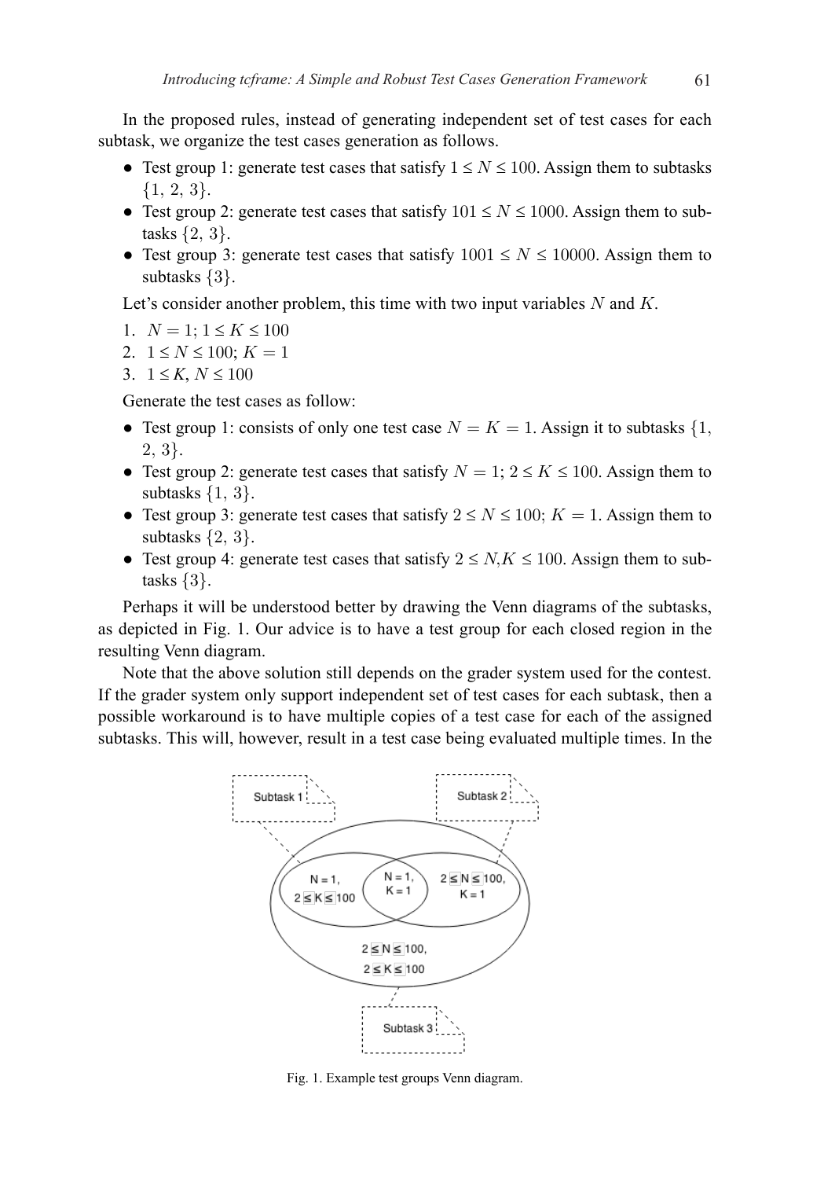In the proposed rules, instead of generating independent set of test cases for each subtask, we organize the test cases generation as follows.

- Test group 1: generate test cases that satisfy $1 \leq N \leq 100$. Assign them to subtasks $\{1, 2, 3\}$.
- Test group 2: generate test cases that satisfy $101 \leq N \leq 1000$. Assign them to subtasks $\{2, 3\}$.
- Test group 3: generate test cases that satisfy $1001 \leq N \leq 10000$. Assign them to subtasks $\{3\}$.

Let's consider another problem, this time with two input variables $N$ and $K$.

1. $N = 1$; $1 \leq K \leq 100$
2. $1 \leq N \leq 100$; $K = 1$
3. $1 \leq K, N \leq 100$

Generate the test cases as follow:

- Test group 1: consists of only one test case $N = K = 1$. Assign it to subtasks $\{1, 2, 3\}$.
- Test group 2: generate test cases that satisfy $N = 1$; $2 \leq K \leq 100$. Assign them to subtasks $\{1, 3\}$.
- Test group 3: generate test cases that satisfy $2 \leq N \leq 100$; $K = 1$. Assign them to subtasks $\{2, 3\}$.
- Test group 4: generate test cases that satisfy $2 \leq N,K \leq 100$. Assign them to subtasks $\{3\}$.

Perhaps it will be understood better by drawing the Venn diagrams of the subtasks, as depicted in Fig. 1. Our advice is to have a test group for each closed region in the resulting Venn diagram.

Note that the above solution still depends on the grader system used for the contest. If the grader system only support independent set of test cases for each subtask, then a possible workaround is to have multiple copies of a test case for each of the assigned subtasks. This will, however, result in a test case being evaluated multiple times. In the

Fig. 1. Example test groups Venn diagram.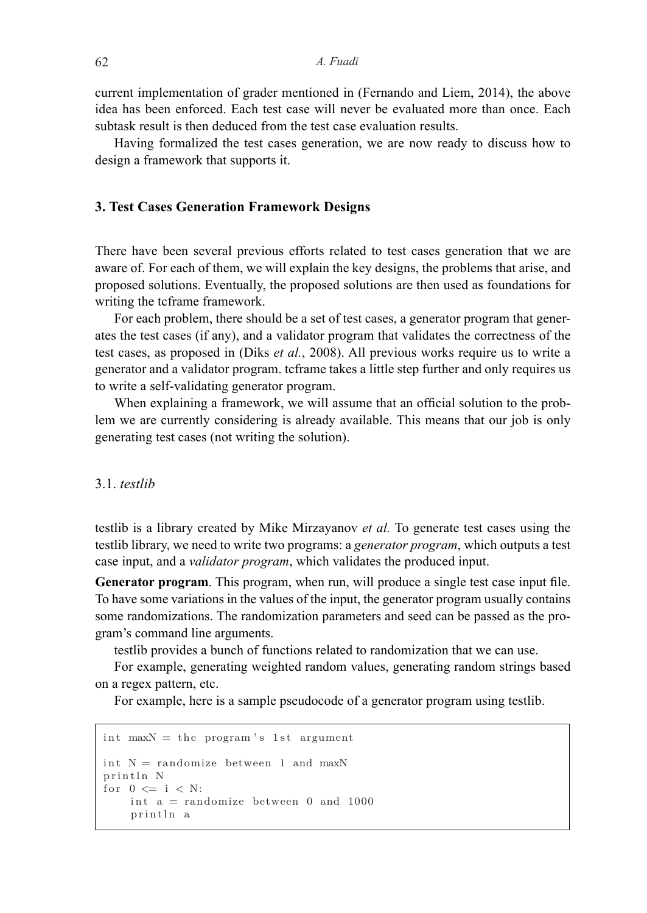current implementation of grader mentioned in (Fernando and Liem, 2014), the above idea has been enforced. Each test case will never be evaluated more than once. Each subtask result is then deduced from the test case evaluation results.

Having formalized the test cases generation, we are now ready to discuss how to design a framework that supports it.

## 3. Test Cases Generation Framework Designs

There have been several previous efforts related to test cases generation that we are aware of. For each of them, we will explain the key designs, the problems that arise, and proposed solutions. Eventually, the proposed solutions are then used as foundations for writing the tcframe framework.

For each problem, there should be a set of test cases, a generator program that generates the test cases (if any), and a validator program that validates the correctness of the test cases, as proposed in (Diks *et al.*, 2008). All previous works require us to write a generator and a validator program. tcframe takes a little step further and only requires us to write a self-validating generator program.

When explaining a framework, we will assume that an official solution to the problem we are currently considering is already available. This means that our job is only generating test cases (not writing the solution).

### 3.1. *testlib*

testlib is a library created by Mike Mirzayanov *et al.* To generate test cases using the testlib library, we need to write two programs: a *generator program*, which outputs a test case input, and a *validator program*, which validates the produced input.

**Generator program**. This program, when run, will produce a single test case input file. To have some variations in the values of the input, the generator program usually contains some randomizations. The randomization parameters and seed can be passed as the program's command line arguments.

testlib provides a bunch of functions related to randomization that we can use.

For example, generating weighted random values, generating random strings based on a regex pattern, etc.

For example, here is a sample pseudocode of a generator program using testlib.

```
int maxN = the program's 1st argument

int N = randomize between 1 and maxN
println N
for 0 <= i < N:
    int a = randomize between 0 and 1000
    println a
```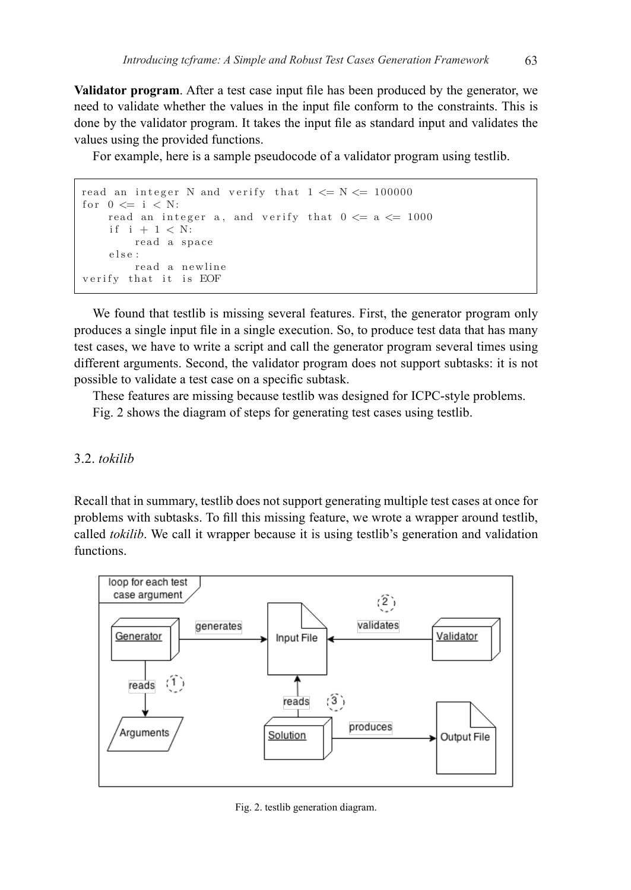**Validator program**. After a test case input file has been produced by the generator, we need to validate whether the values in the input file conform to the constraints. This is done by the validator program. It takes the input file as standard input and validates the values using the provided functions.

For example, here is a sample pseudocode of a validator program using testlib.

```
read an integer N and verify that 1 <= N <= 100000
for 0 <= i < N:
    read an integer a, and verify that 0 <= a <= 1000
    if i + 1 < N:
        read a space
    else:
        read a newline
verify that it is EOF
```

We found that testlib is missing several features. First, the generator program only produces a single input file in a single execution. So, to produce test data that has many test cases, we have to write a script and call the generator program several times using different arguments. Second, the validator program does not support subtasks: it is not possible to validate a test case on a specific subtask.

These features are missing because testlib was designed for ICPC-style problems.

Fig. 2 shows the diagram of steps for generating test cases using testlib.

### 3.2. *tokilib*

Recall that in summary, testlib does not support generating multiple test cases at once for problems with subtasks. To fill this missing feature, we wrote a wrapper around testlib, called *tokilib*. We call it wrapper because it is using testlib's generation and validation functions.

Fig. 2. testlib generation diagram.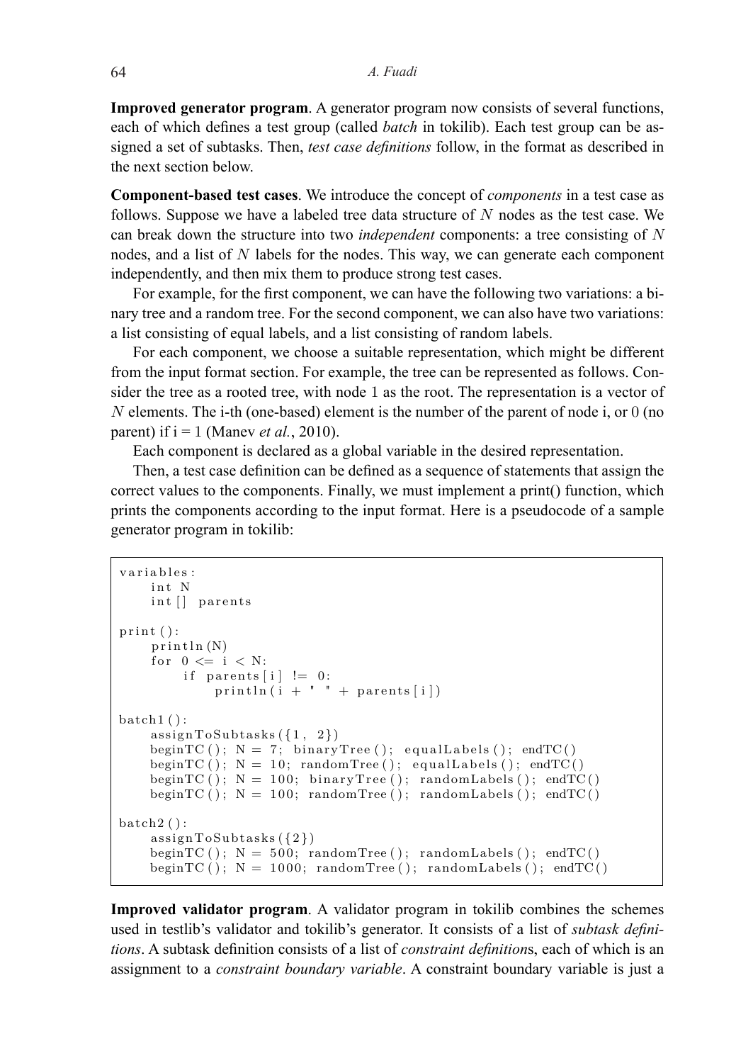**Improved generator program**. A generator program now consists of several functions, each of which defines a test group (called *batch* in tokilib). Each test group can be assigned a set of subtasks. Then, *test case definitions* follow, in the format as described in the next section below.

**Component-based test cases**. We introduce the concept of *components* in a test case as follows. Suppose we have a labeled tree data structure of $N$ nodes as the test case. We can break down the structure into two *independent* components: a tree consisting of $N$ nodes, and a list of $N$ labels for the nodes. This way, we can generate each component independently, and then mix them to produce strong test cases.

For example, for the first component, we can have the following two variations: a binary tree and a random tree. For the second component, we can also have two variations: a list consisting of equal labels, and a list consisting of random labels.

For each component, we choose a suitable representation, which might be different from the input format section. For example, the tree can be represented as follows. Consider the tree as a rooted tree, with node 1 as the root. The representation is a vector of $N$ elements. The i-th (one-based) element is the number of the parent of node i, or 0 (no parent) if i = 1 (Manev *et al.*, 2010).

Each component is declared as a global variable in the desired representation.

Then, a test case definition can be defined as a sequence of statements that assign the correct values to the components. Finally, we must implement a print() function, which prints the components according to the input format. Here is a pseudocode of a sample generator program in tokilib:

```
variables:
    int N
    int[] parents

print():
    println(N)
    for 0 <= i < N:
        if parents[i] != 0:
            println(i + " " + parents[i])

batch1():
    assignToSubtasks({1, 2})
    beginTC(); N = 7; binaryTree(); equalLabels(); endTC()
    beginTC(); N = 10; randomTree(); equalLabels(); endTC()
    beginTC(); N = 100; binaryTree(); randomLabels(); endTC()
    beginTC(); N = 100; randomTree(); randomLabels(); endTC()

batch2():
    assignToSubtasks({2})
    beginTC(); N = 500; randomTree(); randomLabels(); endTC()
    beginTC(); N = 1000; randomTree(); randomLabels(); endTC()
```

**Improved validator program**. A validator program in tokilib combines the schemes used in testlib's validator and tokilib's generator. It consists of a list of *subtask definitions*. A subtask definition consists of a list of *constraint definition*s, each of which is an assignment to a *constraint boundary variable*. A constraint boundary variable is just a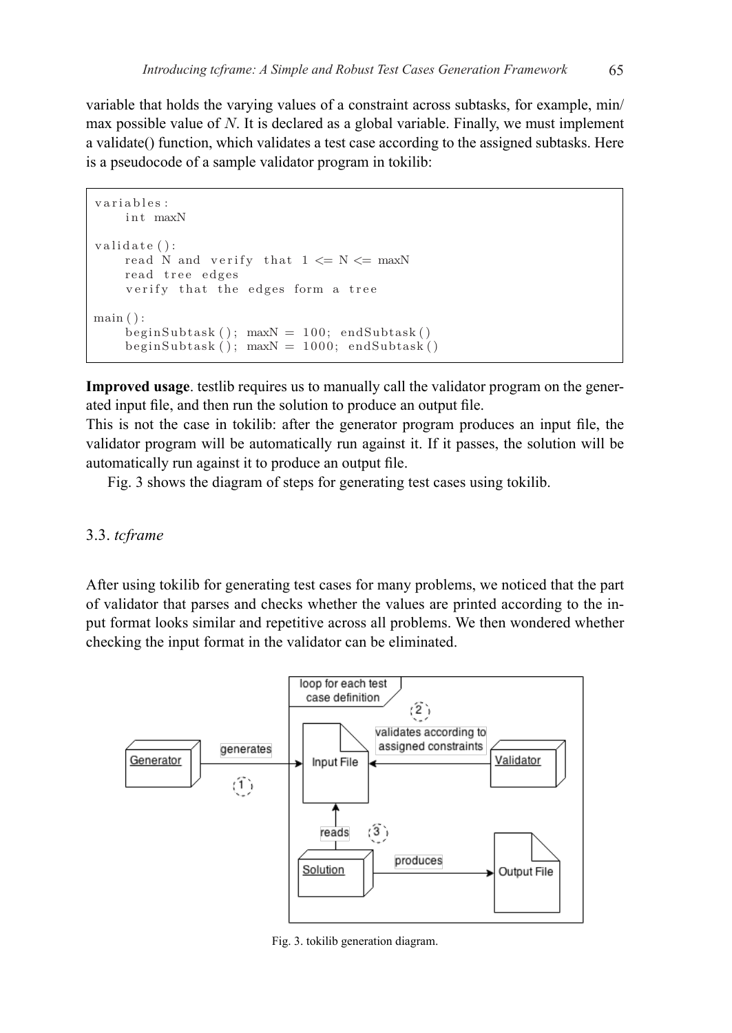variable that holds the varying values of a constraint across subtasks, for example, min/max possible value of $N$. It is declared as a global variable. Finally, we must implement a validate() function, which validates a test case according to the assigned subtasks. Here is a pseudocode of a sample validator program in tokilib:

```
variables:
    int maxN

validate():
    read N and verify that 1 <= N <= maxN
    read tree edges
    verify that the edges form a tree

main():
    beginSubtask(); maxN = 100; endSubtask()
    beginSubtask(); maxN = 1000; endSubtask()
```

**Improved usage**. testlib requires us to manually call the validator program on the generated input file, and then run the solution to produce an output file.
This is not the case in tokilib: after the generator program produces an input file, the validator program will be automatically run against it. If it passes, the solution will be automatically run against it to produce an output file.

Fig. 3 shows the diagram of steps for generating test cases using tokilib.

### 3.3. *tcframe*

After using tokilib for generating test cases for many problems, we noticed that the part of validator that parses and checks whether the values are printed according to the input format looks similar and repetitive across all problems. We then wondered whether checking the input format in the validator can be eliminated.

Fig. 3. tokilib generation diagram.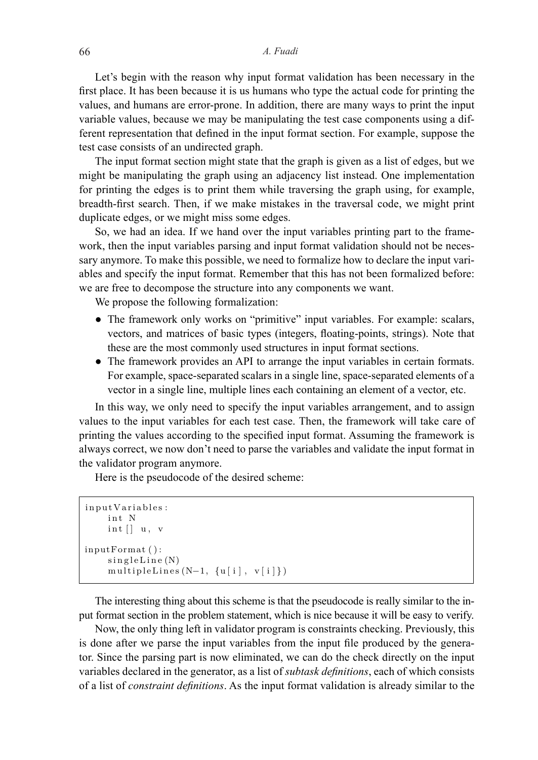Let's begin with the reason why input format validation has been necessary in the first place. It has been because it is us humans who type the actual code for printing the values, and humans are error-prone. In addition, there are many ways to print the input variable values, because we may be manipulating the test case components using a different representation that defined in the input format section. For example, suppose the test case consists of an undirected graph.

The input format section might state that the graph is given as a list of edges, but we might be manipulating the graph using an adjacency list instead. One implementation for printing the edges is to print them while traversing the graph using, for example, breadth-first search. Then, if we make mistakes in the traversal code, we might print duplicate edges, or we might miss some edges.

So, we had an idea. If we hand over the input variables printing part to the framework, then the input variables parsing and input format validation should not be necessary anymore. To make this possible, we need to formalize how to declare the input variables and specify the input format. Remember that this has not been formalized before: we are free to decompose the structure into any components we want.

We propose the following formalization:

- The framework only works on "primitive" input variables. For example: scalars, vectors, and matrices of basic types (integers, floating-points, strings). Note that these are the most commonly used structures in input format sections.
- The framework provides an API to arrange the input variables in certain formats. For example, space-separated scalars in a single line, space-separated elements of a vector in a single line, multiple lines each containing an element of a vector, etc.

In this way, we only need to specify the input variables arrangement, and to assign values to the input variables for each test case. Then, the framework will take care of printing the values according to the specified input format. Assuming the framework is always correct, we now don't need to parse the variables and validate the input format in the validator program anymore.

Here is the pseudocode of the desired scheme:

```
inputVariables:
    int N
    int[] u, v

inputFormat():
    singleLine(N)
    multipleLines(N-1, {u[i], v[i]})
```

The interesting thing about this scheme is that the pseudocode is really similar to the input format section in the problem statement, which is nice because it will be easy to verify.

Now, the only thing left in validator program is constraints checking. Previously, this is done after we parse the input variables from the input file produced by the generator. Since the parsing part is now eliminated, we can do the check directly on the input variables declared in the generator, as a list of *subtask definitions*, each of which consists of a list of *constraint definitions*. As the input format validation is already similar to the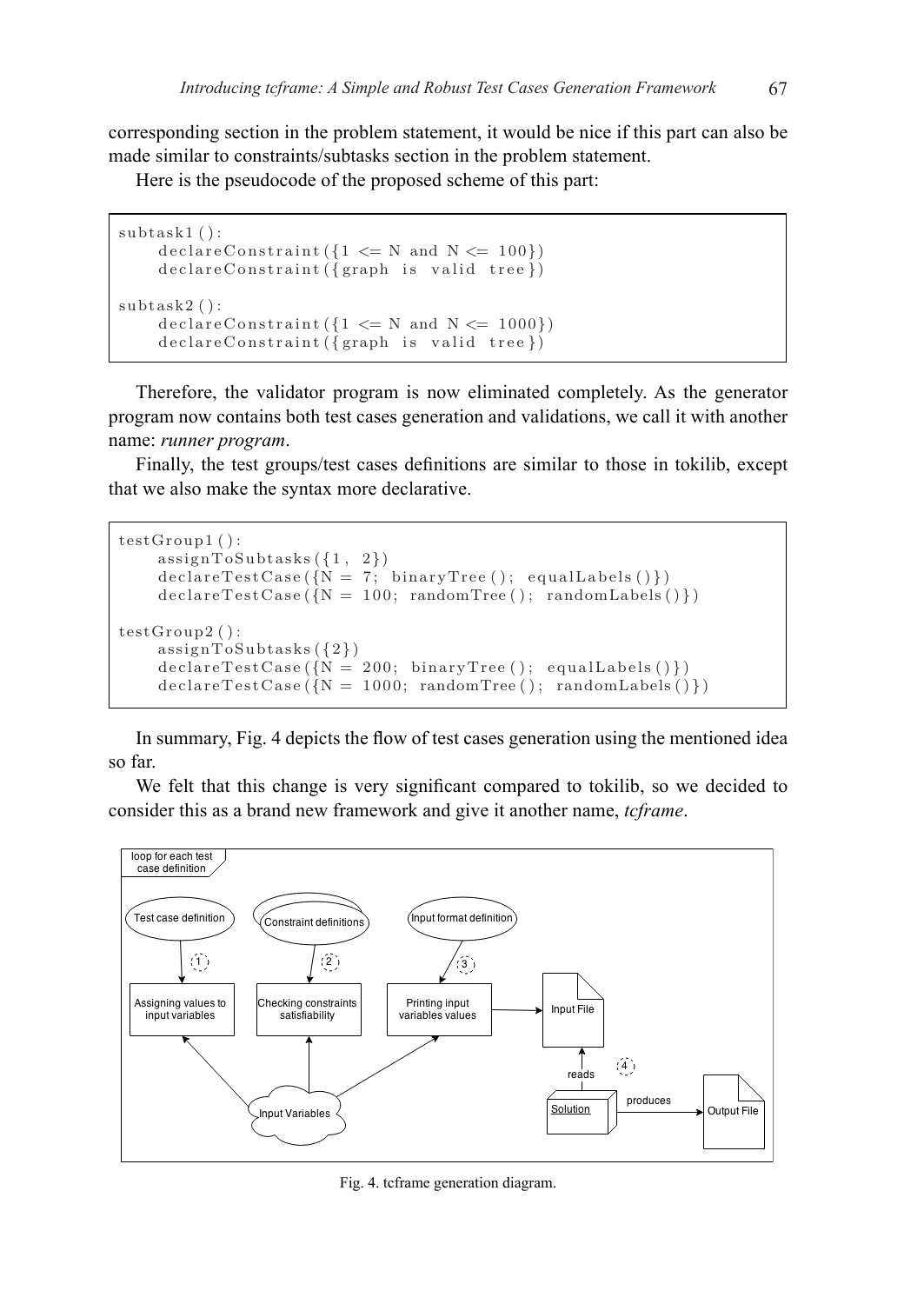corresponding section in the problem statement, it would be nice if this part can also be made similar to constraints/subtasks section in the problem statement.

Here is the pseudocode of the proposed scheme of this part:

```
subtask1():
    declareConstraint({1 <= N and N <= 100})
    declareConstraint({graph is valid tree})

subtask2():
    declareConstraint({1 <= N and N <= 1000})
    declareConstraint({graph is valid tree})
```

Therefore, the validator program is now eliminated completely. As the generator program now contains both test cases generation and validations, we call it with another name: *runner program*.

Finally, the test groups/test cases definitions are similar to those in tokilib, except that we also make the syntax more declarative.

```
testGroup1():
    assignToSubtasks({1, 2})
    declareTestCase({N = 7; binaryTree(); equalLabels()})
    declareTestCase({N = 100; randomTree(); randomLabels()})

testGroup2():
    assignToSubtasks({2})
    declareTestCase({N = 200; binaryTree(); equalLabels()})
    declareTestCase({N = 1000; randomTree(); randomLabels()})
```

In summary, Fig. 4 depicts the flow of test cases generation using the mentioned idea so far.

We felt that this change is very significant compared to tokilib, so we decided to consider this as a brand new framework and give it another name, *tcframe*.

Fig. 4. tcframe generation diagram.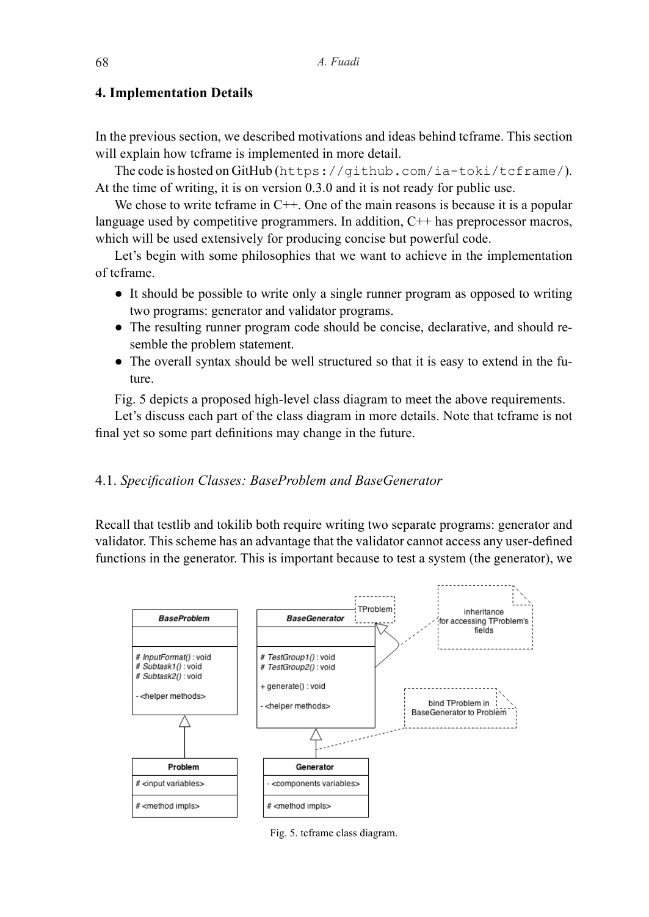## 4. Implementation Details

In the previous section, we described motivations and ideas behind tcframe. This section will explain how tcframe is implemented in more detail.

The code is hosted on GitHub (`https://github.com/ia-toki/tcframe/`). At the time of writing, it is on version 0.3.0 and it is not ready for public use.

We chose to write tcframe in C++. One of the main reasons is because it is a popular language used by competitive programmers. In addition, C++ has preprocessor macros, which will be used extensively for producing concise but powerful code.

Let's begin with some philosophies that we want to achieve in the implementation of tcframe.

- It should be possible to write only a single runner program as opposed to writing two programs: generator and validator programs.
- The resulting runner program code should be concise, declarative, and should resemble the problem statement.
- The overall syntax should be well structured so that it is easy to extend in the future.

Fig. 5 depicts a proposed high-level class diagram to meet the above requirements.

Let's discuss each part of the class diagram in more details. Note that tcframe is not final yet so some part definitions may change in the future.

### 4.1. *Specification Classes: BaseProblem and BaseGenerator*

Recall that testlib and tokilib both require writing two separate programs: generator and validator. This scheme has an advantage that the validator cannot access any user-defined functions in the generator. This is important because to test a system (the generator), we

Fig. 5. tcframe class diagram.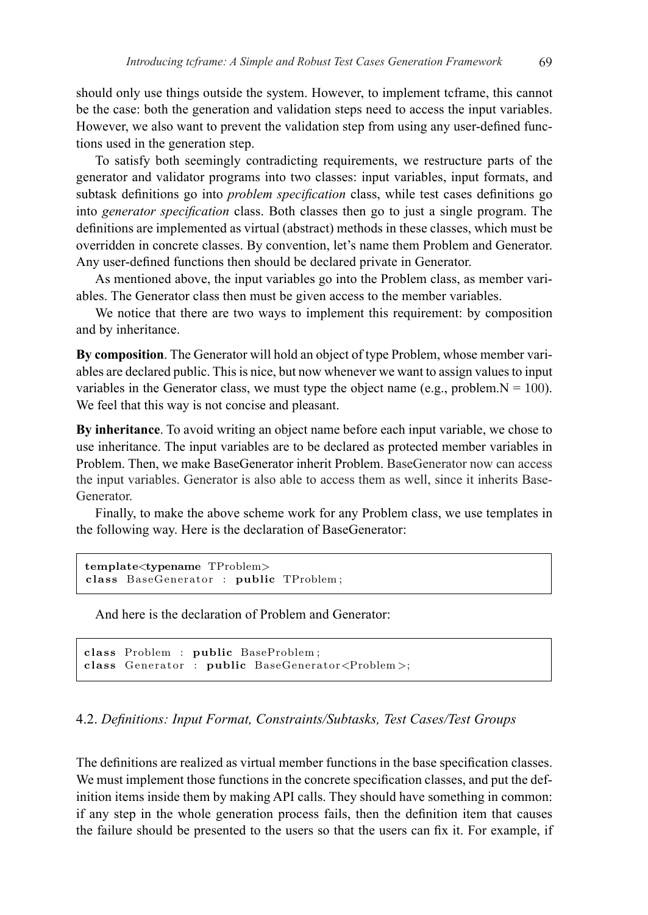should only use things outside the system. However, to implement tcframe, this cannot be the case: both the generation and validation steps need to access the input variables. However, we also want to prevent the validation step from using any user-defined functions used in the generation step.

To satisfy both seemingly contradicting requirements, we restructure parts of the generator and validator programs into two classes: input variables, input formats, and subtask definitions go into *problem specification* class, while test cases definitions go into *generator specification* class. Both classes then go to just a single program. The definitions are implemented as virtual (abstract) methods in these classes, which must be overridden in concrete classes. By convention, let's name them Problem and Generator. Any user-defined functions then should be declared private in Generator.

As mentioned above, the input variables go into the Problem class, as member variables. The Generator class then must be given access to the member variables.

We notice that there are two ways to implement this requirement: by composition and by inheritance.

**By composition**. The Generator will hold an object of type Problem, whose member variables are declared public. This is nice, but now whenever we want to assign values to input variables in the Generator class, we must type the object name (e.g., problem.N = 100). We feel that this way is not concise and pleasant.

**By inheritance**. To avoid writing an object name before each input variable, we chose to use inheritance. The input variables are to be declared as protected member variables in Problem. Then, we make BaseGenerator inherit Problem. BaseGenerator now can access the input variables. Generator is also able to access them as well, since it inherits BaseGenerator.

Finally, to make the above scheme work for any Problem class, we use templates in the following way. Here is the declaration of BaseGenerator:

```
template<typename TProblem>
class BaseGenerator : public TProblem;
```

And here is the declaration of Problem and Generator:

```
class Problem : public BaseProblem;
class Generator : public BaseGenerator<Problem>;
```

## 4.2. *Definitions: Input Format, Constraints/Subtasks, Test Cases/Test Groups*

The definitions are realized as virtual member functions in the base specification classes. We must implement those functions in the concrete specification classes, and put the definition items inside them by making API calls. They should have something in common: if any step in the whole generation process fails, then the definition item that causes the failure should be presented to the users so that the users can fix it. For example, if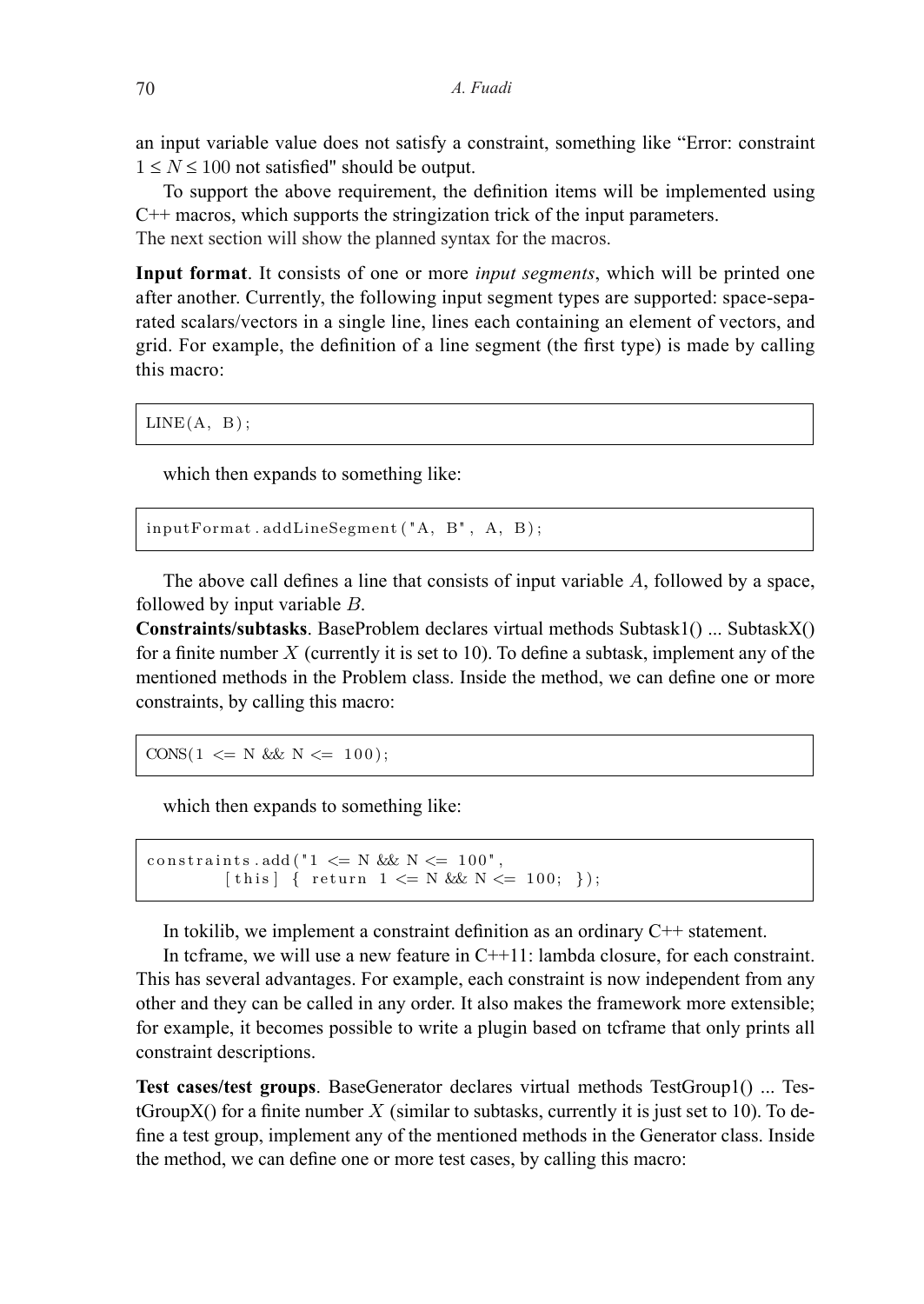an input variable value does not satisfy a constraint, something like "Error: constraint $1 \leq N \leq 100$ not satisfied" should be output.

To support the above requirement, the definition items will be implemented using C++ macros, which supports the stringization trick of the input parameters.
The next section will show the planned syntax for the macros.

**Input format**. It consists of one or more *input segments*, which will be printed one after another. Currently, the following input segment types are supported: space-separated scalars/vectors in a single line, lines each containing an element of vectors, and grid. For example, the definition of a line segment (the first type) is made by calling this macro:

```
LINE(A, B);
```

which then expands to something like:

```
inputFormat.addLineSegment("A, B", A, B);
```

The above call defines a line that consists of input variable $A$, followed by a space, followed by input variable $B$.

**Constraints/subtasks**. BaseProblem declares virtual methods Subtask1() ... SubtaskX() for a finite number $X$ (currently it is set to 10). To define a subtask, implement any of the mentioned methods in the Problem class. Inside the method, we can define one or more constraints, by calling this macro:

```
CONS(1 <= N && N <= 100);
```

which then expands to something like:

```
constraints.add("1 <= N && N <= 100",
        [this] { return 1 <= N && N <= 100; });
```

In tokilib, we implement a constraint definition as an ordinary C++ statement.

In tcframe, we will use a new feature in C++11: lambda closure, for each constraint. This has several advantages. For example, each constraint is now independent from any other and they can be called in any order. It also makes the framework more extensible; for example, it becomes possible to write a plugin based on tcframe that only prints all constraint descriptions.

**Test cases/test groups**. BaseGenerator declares virtual methods TestGroup1() ... TestGroupX() for a finite number $X$ (similar to subtasks, currently it is just set to 10). To define a test group, implement any of the mentioned methods in the Generator class. Inside the method, we can define one or more test cases, by calling this macro: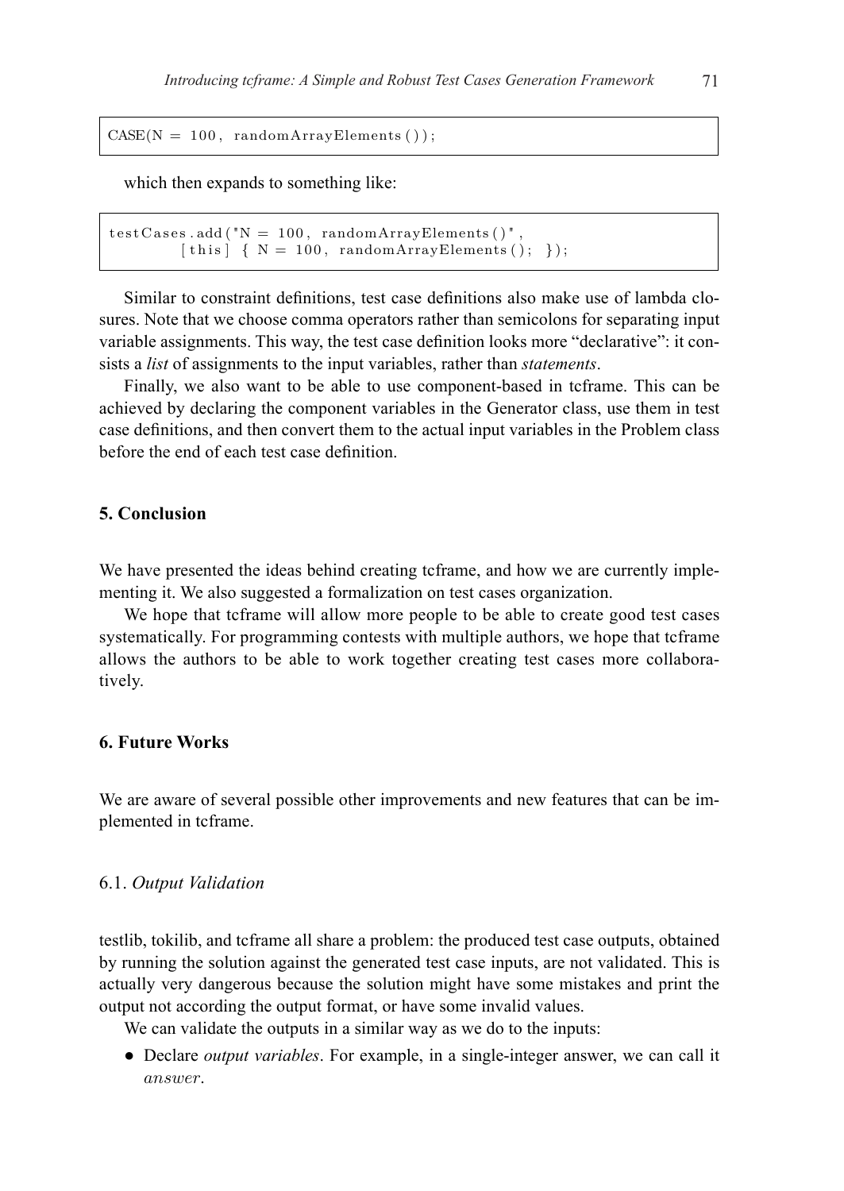```
CASE(N = 100, randomArrayElements());
```

which then expands to something like:

```
testCases.add("N = 100, randomArrayElements()",
        [this] { N = 100, randomArrayElements(); });
```

Similar to constraint definitions, test case definitions also make use of lambda closures. Note that we choose comma operators rather than semicolons for separating input variable assignments. This way, the test case definition looks more "declarative": it consists a *list* of assignments to the input variables, rather than *statements*.

Finally, we also want to be able to use component-based in tcframe. This can be achieved by declaring the component variables in the Generator class, use them in test case definitions, and then convert them to the actual input variables in the Problem class before the end of each test case definition.

## 5. Conclusion

We have presented the ideas behind creating tcframe, and how we are currently implementing it. We also suggested a formalization on test cases organization.

We hope that tcframe will allow more people to be able to create good test cases systematically. For programming contests with multiple authors, we hope that tcframe allows the authors to be able to work together creating test cases more collaboratively.

## 6. Future Works

We are aware of several possible other improvements and new features that can be implemented in tcframe.

### 6.1. *Output Validation*

testlib, tokilib, and tcframe all share a problem: the produced test case outputs, obtained by running the solution against the generated test case inputs, are not validated. This is actually very dangerous because the solution might have some mistakes and print the output not according the output format, or have some invalid values.

We can validate the outputs in a similar way as we do to the inputs:

- Declare *output variables*. For example, in a single-integer answer, we can call it $answer$.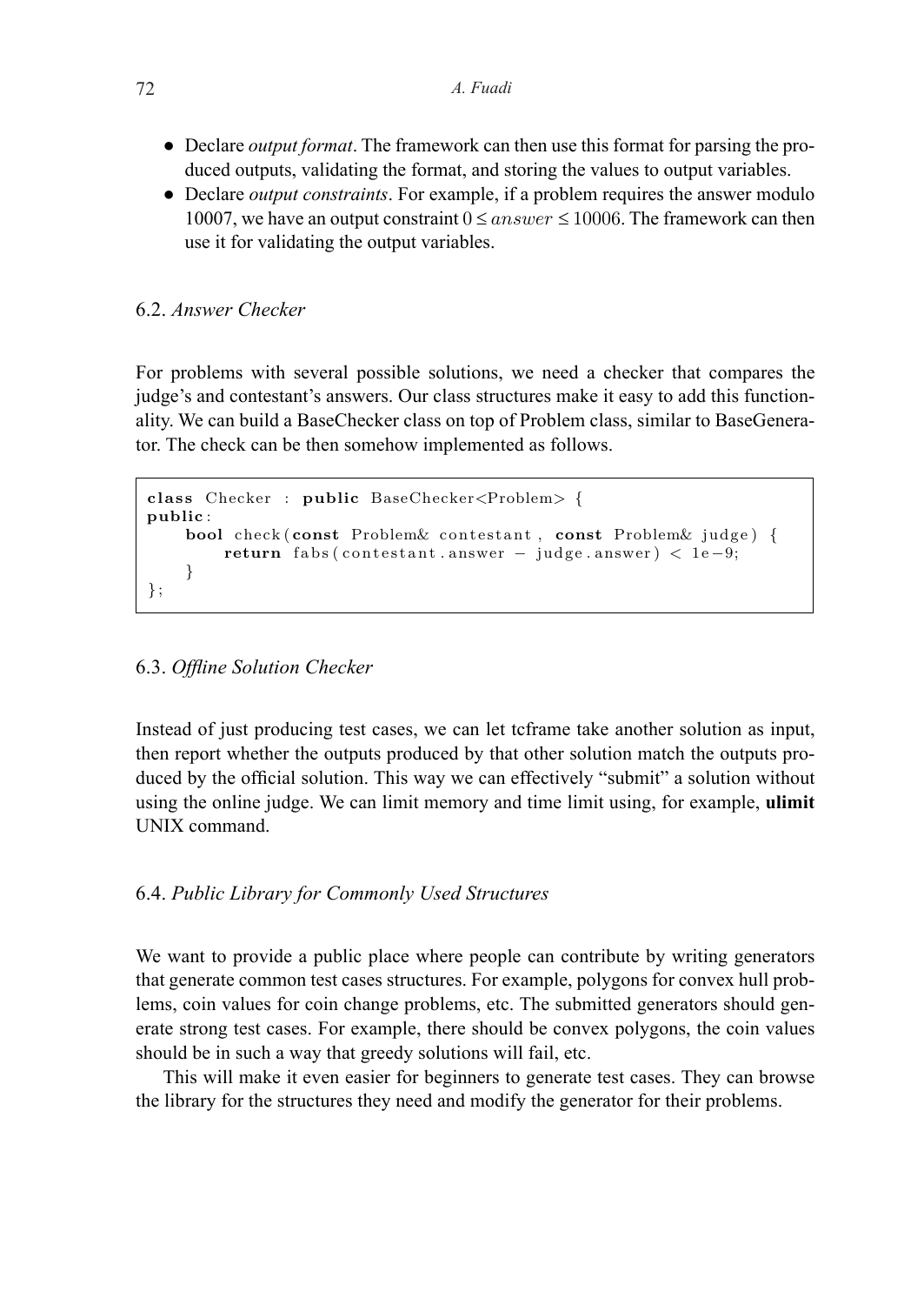- Declare *output format*. The framework can then use this format for parsing the produced outputs, validating the format, and storing the values to output variables.
- Declare *output constraints*. For example, if a problem requires the answer modulo 10007, we have an output constraint $0 \le answer \le 10006$. The framework can then use it for validating the output variables.

### 6.2. *Answer Checker*

For problems with several possible solutions, we need a checker that compares the judge's and contestant's answers. Our class structures make it easy to add this functionality. We can build a BaseChecker class on top of Problem class, similar to BaseGenerator. The check can be then somehow implemented as follows.

```
class Checker : public BaseChecker<Problem> {
public:
    bool check(const Problem& contestant, const Problem& judge) {
        return fabs(contestant.answer - judge.answer) < 1e-9;
    }
};
```

### 6.3. *Offline Solution Checker*

Instead of just producing test cases, we can let tcframe take another solution as input, then report whether the outputs produced by that other solution match the outputs produced by the official solution. This way we can effectively "submit" a solution without using the online judge. We can limit memory and time limit using, for example, **ulimit** UNIX command.

### 6.4. *Public Library for Commonly Used Structures*

We want to provide a public place where people can contribute by writing generators that generate common test cases structures. For example, polygons for convex hull problems, coin values for coin change problems, etc. The submitted generators should generate strong test cases. For example, there should be convex polygons, the coin values should be in such a way that greedy solutions will fail, etc.

This will make it even easier for beginners to generate test cases. They can browse the library for the structures they need and modify the generator for their problems.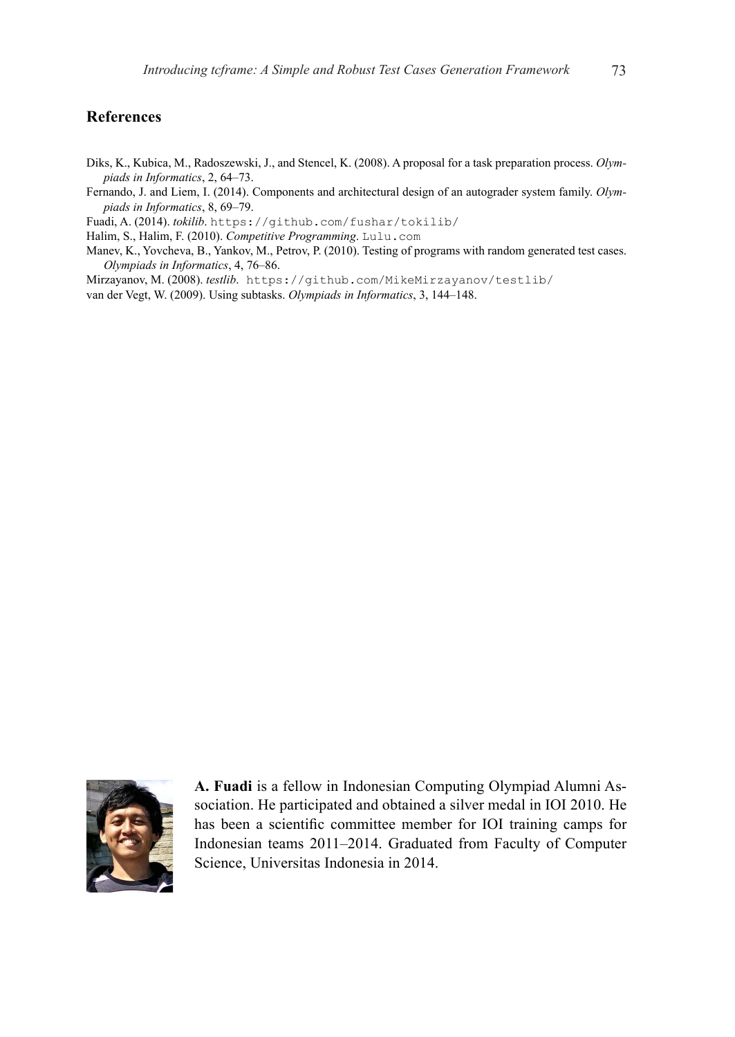## References

Diks, K., Kubica, M., Radoszewski, J., and Stencel, K. (2008). A proposal for a task preparation process. *Olympiads in Informatics*, 2, 64–73.

Fernando, J. and Liem, I. (2014). Components and architectural design of an autograder system family. *Olympiads in Informatics*, 8, 69–79.

Fuadi, A. (2014). *tokilib*. `https://github.com/fushar/tokilib/`

Halim, S., Halim, F. (2010). *Competitive Programming*. `Lulu.com`

Manev, K., Yovcheva, B., Yankov, M., Petrov, P. (2010). Testing of programs with random generated test cases. *Olympiads in Informatics*, 4, 76–86.

Mirzayanov, M. (2008). *testlib*. `https://github.com/MikeMirzayanov/testlib/`

van der Vegt, W. (2009). Using subtasks. *Olympiads in Informatics*, 3, 144–148.

**A. Fuadi** is a fellow in Indonesian Computing Olympiad Alumni Association. He participated and obtained a silver medal in IOI 2010. He has been a scientific committee member for IOI training camps for Indonesian teams 2011–2014. Graduated from Faculty of Computer Science, Universitas Indonesia in 2014.